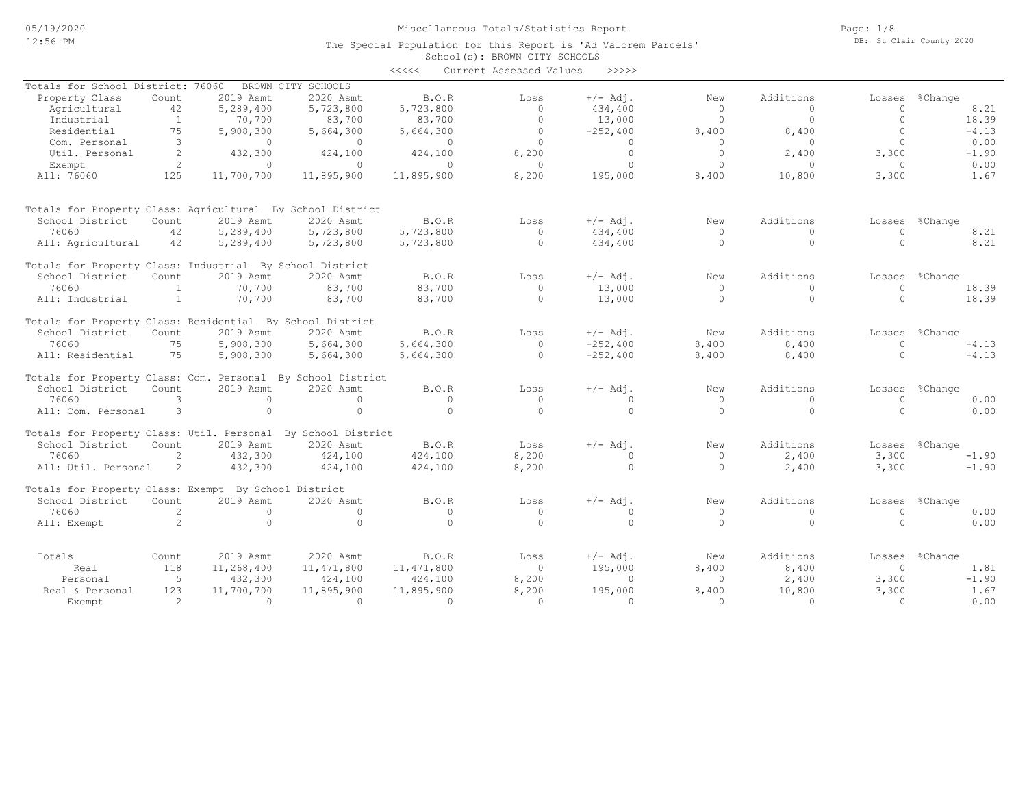# Miscellaneous Totals/Statistics Report

The Special Population for this Report is 'Ad Valorem Parcels'

School(s): BROWN CITY SCHOOLS

<<<<< Current Assessed Values >>>>>

## Totals for School District: 76060 BROWN CITY SCHOOLS

| Property Class | Count | 2019 Asmt | 2020 Asmt | B.O.R | Loss | +/- Adj. | New | Additions | Losses | %Change |
|---|---|---|---|---|---|---|---|---|---|---|
| Agricultural | 42 | 5,289,400 | 5,723,800 | 5,723,800 | 0 | 434,400 | 0 | 0 | 0 | 8.21 |
| Industrial | 1 | 70,700 | 83,700 | 83,700 | 0 | 13,000 | 0 | 0 | 0 | 18.39 |
| Residential | 75 | 5,908,300 | 5,664,300 | 5,664,300 | 0 | -252,400 | 8,400 | 8,400 | 0 | -4.13 |
| Com. Personal | 3 | 0 | 0 | 0 | 0 | 0 | 0 | 0 | 0 | 0.00 |
| Util. Personal | 2 | 432,300 | 424,100 | 424,100 | 8,200 | 0 | 0 | 2,400 | 3,300 | -1.90 |
| Exempt | 2 | 0 | 0 | 0 | 0 | 0 | 0 | 0 | 0 | 0.00 |
| All: 76060 | 125 | 11,700,700 | 11,895,900 | 11,895,900 | 8,200 | 195,000 | 8,400 | 10,800 | 3,300 | 1.67 |

## Totals for Property Class: Agricultural By School District

| School District | Count | 2019 Asmt | 2020 Asmt | B.O.R | Loss | +/- Adj. | New | Additions | Losses | %Change |
|---|---|---|---|---|---|---|---|---|---|---|
| 76060 | 42 | 5,289,400 | 5,723,800 | 5,723,800 | 0 | 434,400 | 0 | 0 | 0 | 8.21 |
| All: Agricultural | 42 | 5,289,400 | 5,723,800 | 5,723,800 | 0 | 434,400 | 0 | 0 | 0 | 8.21 |

## Totals for Property Class: Industrial By School District

| School District | Count | 2019 Asmt | 2020 Asmt | B.O.R | Loss | +/- Adj. | New | Additions | Losses | %Change |
|---|---|---|---|---|---|---|---|---|---|---|
| 76060 | 1 | 70,700 | 83,700 | 83,700 | 0 | 13,000 | 0 | 0 | 0 | 18.39 |
| All: Industrial | 1 | 70,700 | 83,700 | 83,700 | 0 | 13,000 | 0 | 0 | 0 | 18.39 |

## Totals for Property Class: Residential By School District

| School District | Count | 2019 Asmt | 2020 Asmt | B.O.R | Loss | +/- Adj. | New | Additions | Losses | %Change |
|---|---|---|---|---|---|---|---|---|---|---|
| 76060 | 75 | 5,908,300 | 5,664,300 | 5,664,300 | 0 | -252,400 | 8,400 | 8,400 | 0 | -4.13 |
| All: Residential | 75 | 5,908,300 | 5,664,300 | 5,664,300 | 0 | -252,400 | 8,400 | 8,400 | 0 | -4.13 |

## Totals for Property Class: Com. Personal By School District

| School District | Count | 2019 Asmt | 2020 Asmt | B.O.R | Loss | +/- Adj. | New | Additions | Losses | %Change |
|---|---|---|---|---|---|---|---|---|---|---|
| 76060 | 3 | 0 | 0 | 0 | 0 | 0 | 0 | 0 | 0 | 0.00 |
| All: Com. Personal | 3 | 0 | 0 | 0 | 0 | 0 | 0 | 0 | 0 | 0.00 |

## Totals for Property Class: Util. Personal By School District

| School District | Count | 2019 Asmt | 2020 Asmt | B.O.R | Loss | +/- Adj. | New | Additions | Losses | %Change |
|---|---|---|---|---|---|---|---|---|---|---|
| 76060 | 2 | 432,300 | 424,100 | 424,100 | 8,200 | 0 | 0 | 2,400 | 3,300 | -1.90 |
| All: Util. Personal | 2 | 432,300 | 424,100 | 424,100 | 8,200 | 0 | 0 | 2,400 | 3,300 | -1.90 |

## Totals for Property Class: Exempt By School District

| School District | Count | 2019 Asmt | 2020 Asmt | B.O.R | Loss | +/- Adj. | New | Additions | Losses | %Change |
|---|---|---|---|---|---|---|---|---|---|---|
| 76060 | 2 | 0 | 0 | 0 | 0 | 0 | 0 | 0 | 0 | 0.00 |
| All: Exempt | 2 | 0 | 0 | 0 | 0 | 0 | 0 | 0 | 0 | 0.00 |

## Totals

| Totals | Count | 2019 Asmt | 2020 Asmt | B.O.R | Loss | +/- Adj. | New | Additions | Losses | %Change |
|---|---|---|---|---|---|---|---|---|---|---|
| Real | 118 | 11,268,400 | 11,471,800 | 11,471,800 | 0 | 195,000 | 8,400 | 8,400 | 0 | 1.81 |
| Personal | 5 | 432,300 | 424,100 | 424,100 | 8,200 | 0 | 0 | 2,400 | 3,300 | -1.90 |
| Real & Personal | 123 | 11,700,700 | 11,895,900 | 11,895,900 | 8,200 | 195,000 | 8,400 | 10,800 | 3,300 | 1.67 |
| Exempt | 2 | 0 | 0 | 0 | 0 | 0 | 0 | 0 | 0 | 0.00 |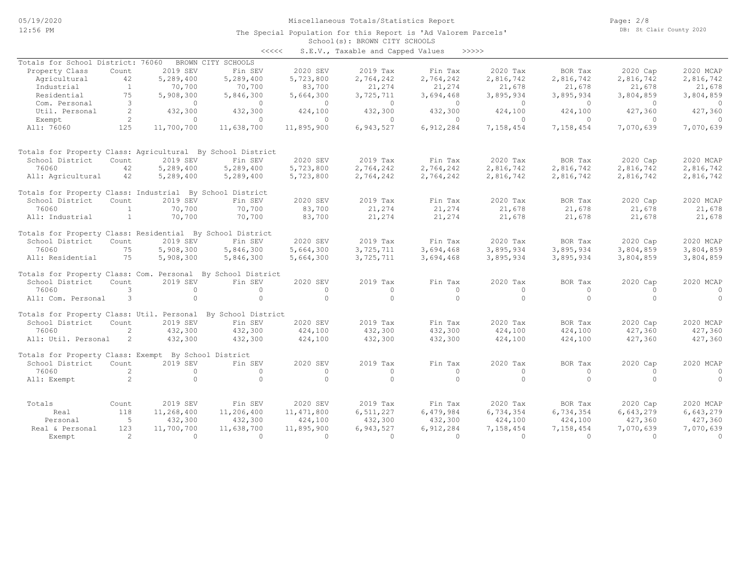# Miscellaneous Totals/Statistics Report

The Special Population for this Report is 'Ad Valorem Parcels'

School(s): BROWN CITY SCHOOLS

<<<<< S.E.V., Taxable and Capped Values >>>>>

Totals for School District: 76060 BROWN CITY SCHOOLS

| Property Class | Count | 2019 SEV | Fin SEV | 2020 SEV | 2019 Tax | Fin Tax | 2020 Tax | BOR Tax | 2020 Cap | 2020 MCAP |
|---|---|---|---|---|---|---|---|---|---|---|
| Agricultural | 42 | 5,289,400 | 5,289,400 | 5,723,800 | 2,764,242 | 2,764,242 | 2,816,742 | 2,816,742 | 2,816,742 | 2,816,742 |
| Industrial | 1 | 70,700 | 70,700 | 83,700 | 21,274 | 21,274 | 21,678 | 21,678 | 21,678 | 21,678 |
| Residential | 75 | 5,908,300 | 5,846,300 | 5,664,300 | 3,725,711 | 3,694,468 | 3,895,934 | 3,895,934 | 3,804,859 | 3,804,859 |
| Com. Personal | 3 | 0 | 0 | 0 | 0 | 0 | 0 | 0 | 0 | 0 |
| Util. Personal | 2 | 432,300 | 432,300 | 424,100 | 432,300 | 432,300 | 424,100 | 424,100 | 427,360 | 427,360 |
| Exempt | 2 | 0 | 0 | 0 | 0 | 0 | 0 | 0 | 0 | 0 |
| All: 76060 | 125 | 11,700,700 | 11,638,700 | 11,895,900 | 6,943,527 | 6,912,284 | 7,158,454 | 7,158,454 | 7,070,639 | 7,070,639 |

Totals for Property Class: Agricultural By School District

| School District | Count | 2019 SEV | Fin SEV | 2020 SEV | 2019 Tax | Fin Tax | 2020 Tax | BOR Tax | 2020 Cap | 2020 MCAP |
|---|---|---|---|---|---|---|---|---|---|---|
| 76060 | 42 | 5,289,400 | 5,289,400 | 5,723,800 | 2,764,242 | 2,764,242 | 2,816,742 | 2,816,742 | 2,816,742 | 2,816,742 |
| All: Agricultural | 42 | 5,289,400 | 5,289,400 | 5,723,800 | 2,764,242 | 2,764,242 | 2,816,742 | 2,816,742 | 2,816,742 | 2,816,742 |

Totals for Property Class: Industrial By School District

| School District | Count | 2019 SEV | Fin SEV | 2020 SEV | 2019 Tax | Fin Tax | 2020 Tax | BOR Tax | 2020 Cap | 2020 MCAP |
|---|---|---|---|---|---|---|---|---|---|---|
| 76060 | 1 | 70,700 | 70,700 | 83,700 | 21,274 | 21,274 | 21,678 | 21,678 | 21,678 | 21,678 |
| All: Industrial | 1 | 70,700 | 70,700 | 83,700 | 21,274 | 21,274 | 21,678 | 21,678 | 21,678 | 21,678 |

Totals for Property Class: Residential By School District

| School District | Count | 2019 SEV | Fin SEV | 2020 SEV | 2019 Tax | Fin Tax | 2020 Tax | BOR Tax | 2020 Cap | 2020 MCAP |
|---|---|---|---|---|---|---|---|---|---|---|
| 76060 | 75 | 5,908,300 | 5,846,300 | 5,664,300 | 3,725,711 | 3,694,468 | 3,895,934 | 3,895,934 | 3,804,859 | 3,804,859 |
| All: Residential | 75 | 5,908,300 | 5,846,300 | 5,664,300 | 3,725,711 | 3,694,468 | 3,895,934 | 3,895,934 | 3,804,859 | 3,804,859 |

Totals for Property Class: Com. Personal By School District

| School District | Count | 2019 SEV | Fin SEV | 2020 SEV | 2019 Tax | Fin Tax | 2020 Tax | BOR Tax | 2020 Cap | 2020 MCAP |
|---|---|---|---|---|---|---|---|---|---|---|
| 76060 | 3 | 0 | 0 | 0 | 0 | 0 | 0 | 0 | 0 | 0 |
| All: Com. Personal | 3 | 0 | 0 | 0 | 0 | 0 | 0 | 0 | 0 | 0 |

Totals for Property Class: Util. Personal By School District

| School District | Count | 2019 SEV | Fin SEV | 2020 SEV | 2019 Tax | Fin Tax | 2020 Tax | BOR Tax | 2020 Cap | 2020 MCAP |
|---|---|---|---|---|---|---|---|---|---|---|
| 76060 | 2 | 432,300 | 432,300 | 424,100 | 432,300 | 432,300 | 424,100 | 424,100 | 427,360 | 427,360 |
| All: Util. Personal | 2 | 432,300 | 432,300 | 424,100 | 432,300 | 432,300 | 424,100 | 424,100 | 427,360 | 427,360 |

Totals for Property Class: Exempt By School District

| School District | Count | 2019 SEV | Fin SEV | 2020 SEV | 2019 Tax | Fin Tax | 2020 Tax | BOR Tax | 2020 Cap | 2020 MCAP |
|---|---|---|---|---|---|---|---|---|---|---|
| 76060 | 2 | 0 | 0 | 0 | 0 | 0 | 0 | 0 | 0 | 0 |
| All: Exempt | 2 | 0 | 0 | 0 | 0 | 0 | 0 | 0 | 0 | 0 |

| Totals | Count | 2019 SEV | Fin SEV | 2020 SEV | 2019 Tax | Fin Tax | 2020 Tax | BOR Tax | 2020 Cap | 2020 MCAP |
|---|---|---|---|---|---|---|---|---|---|---|
| Real | 118 | 11,268,400 | 11,206,400 | 11,471,800 | 6,511,227 | 6,479,984 | 6,734,354 | 6,734,354 | 6,643,279 | 6,643,279 |
| Personal | 5 | 432,300 | 432,300 | 424,100 | 432,300 | 432,300 | 424,100 | 424,100 | 427,360 | 427,360 |
| Real & Personal | 123 | 11,700,700 | 11,638,700 | 11,895,900 | 6,943,527 | 6,912,284 | 7,158,454 | 7,158,454 | 7,070,639 | 7,070,639 |
| Exempt | 2 | 0 | 0 | 0 | 0 | 0 | 0 | 0 | 0 | 0 |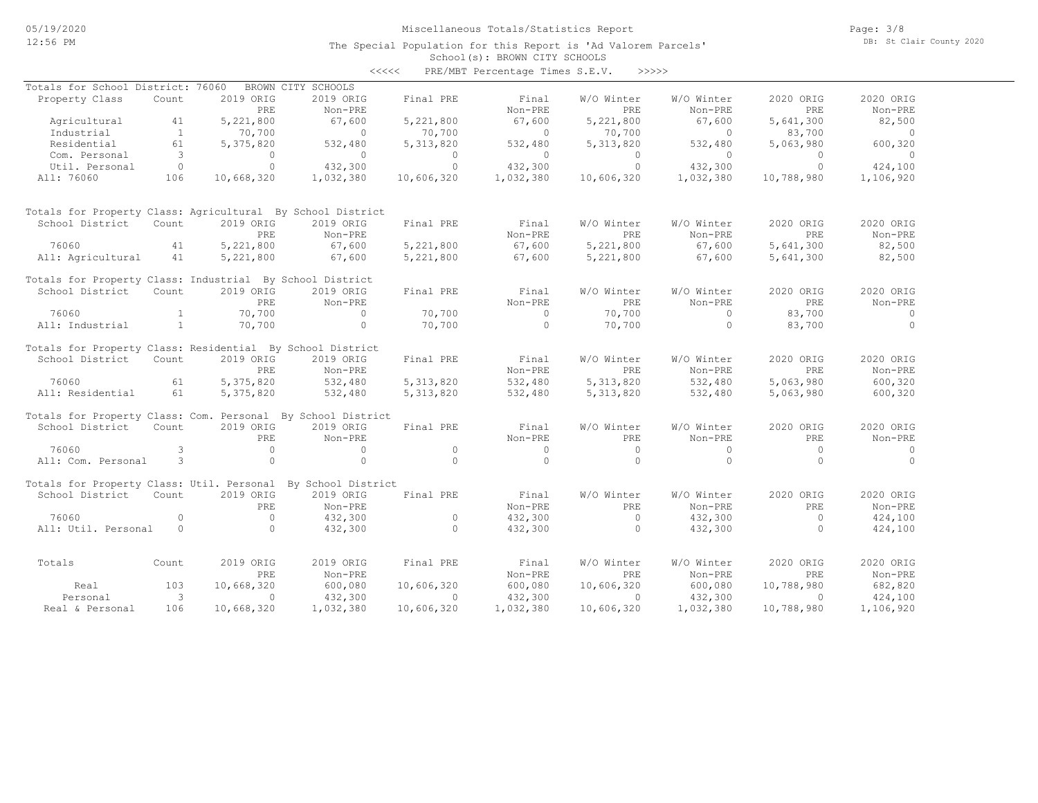# Miscellaneous Totals/Statistics Report

The Special Population for this Report is 'Ad Valorem Parcels'

School(s): BROWN CITY SCHOOLS

<<<<< PRE/MBT Percentage Times S.E.V. >>>>>

Totals for School District: 76060 BROWN CITY SCHOOLS

| Property Class | Count | 2019 ORIG PRE | 2019 ORIG Non-PRE | Final PRE | Final Non-PRE | W/O Winter PRE | W/O Winter Non-PRE | 2020 ORIG PRE | 2020 ORIG Non-PRE |
|---|---|---|---|---|---|---|---|---|---|
| Agricultural | 41 | 5,221,800 | 67,600 | 5,221,800 | 67,600 | 5,221,800 | 67,600 | 5,641,300 | 82,500 |
| Industrial | 1 | 70,700 | 0 | 70,700 | 0 | 70,700 | 0 | 83,700 | 0 |
| Residential | 61 | 5,375,820 | 532,480 | 5,313,820 | 532,480 | 5,313,820 | 532,480 | 5,063,980 | 600,320 |
| Com. Personal | 3 | 0 | 0 | 0 | 0 | 0 | 0 | 0 | 0 |
| Util. Personal | 0 | 0 | 432,300 | 0 | 432,300 | 0 | 432,300 | 0 | 424,100 |
| All: 76060 | 106 | 10,668,320 | 1,032,380 | 10,606,320 | 1,032,380 | 10,606,320 | 1,032,380 | 10,788,980 | 1,106,920 |

Totals for Property Class: Agricultural By School District

| School District | Count | 2019 ORIG PRE | 2019 ORIG Non-PRE | Final PRE | Final Non-PRE | W/O Winter PRE | W/O Winter Non-PRE | 2020 ORIG PRE | 2020 ORIG Non-PRE |
|---|---|---|---|---|---|---|---|---|---|
| 76060 | 41 | 5,221,800 | 67,600 | 5,221,800 | 67,600 | 5,221,800 | 67,600 | 5,641,300 | 82,500 |
| All: Agricultural | 41 | 5,221,800 | 67,600 | 5,221,800 | 67,600 | 5,221,800 | 67,600 | 5,641,300 | 82,500 |

Totals for Property Class: Industrial By School District

| School District | Count | 2019 ORIG PRE | 2019 ORIG Non-PRE | Final PRE | Final Non-PRE | W/O Winter PRE | W/O Winter Non-PRE | 2020 ORIG PRE | 2020 ORIG Non-PRE |
|---|---|---|---|---|---|---|---|---|---|
| 76060 | 1 | 70,700 | 0 | 70,700 | 0 | 70,700 | 0 | 83,700 | 0 |
| All: Industrial | 1 | 70,700 | 0 | 70,700 | 0 | 70,700 | 0 | 83,700 | 0 |

Totals for Property Class: Residential By School District

| School District | Count | 2019 ORIG PRE | 2019 ORIG Non-PRE | Final PRE | Final Non-PRE | W/O Winter PRE | W/O Winter Non-PRE | 2020 ORIG PRE | 2020 ORIG Non-PRE |
|---|---|---|---|---|---|---|---|---|---|
| 76060 | 61 | 5,375,820 | 532,480 | 5,313,820 | 532,480 | 5,313,820 | 532,480 | 5,063,980 | 600,320 |
| All: Residential | 61 | 5,375,820 | 532,480 | 5,313,820 | 532,480 | 5,313,820 | 532,480 | 5,063,980 | 600,320 |

Totals for Property Class: Com. Personal By School District

| School District | Count | 2019 ORIG PRE | 2019 ORIG Non-PRE | Final PRE | Final Non-PRE | W/O Winter PRE | W/O Winter Non-PRE | 2020 ORIG PRE | 2020 ORIG Non-PRE |
|---|---|---|---|---|---|---|---|---|---|
| 76060 | 3 | 0 | 0 | 0 | 0 | 0 | 0 | 0 | 0 |
| All: Com. Personal | 3 | 0 | 0 | 0 | 0 | 0 | 0 | 0 | 0 |

Totals for Property Class: Util. Personal By School District

| School District | Count | 2019 ORIG PRE | 2019 ORIG Non-PRE | Final PRE | Final Non-PRE | W/O Winter PRE | W/O Winter Non-PRE | 2020 ORIG PRE | 2020 ORIG Non-PRE |
|---|---|---|---|---|---|---|---|---|---|
| 76060 | 0 | 0 | 432,300 | 0 | 432,300 | 0 | 432,300 | 0 | 424,100 |
| All: Util. Personal | 0 | 0 | 432,300 | 0 | 432,300 | 0 | 432,300 | 0 | 424,100 |

| Totals | Count | 2019 ORIG PRE | 2019 ORIG Non-PRE | Final PRE | Final Non-PRE | W/O Winter PRE | W/O Winter Non-PRE | 2020 ORIG PRE | 2020 ORIG Non-PRE |
|---|---|---|---|---|---|---|---|---|---|
| Real | 103 | 10,668,320 | 600,080 | 10,606,320 | 600,080 | 10,606,320 | 600,080 | 10,788,980 | 682,820 |
| Personal | 3 | 0 | 432,300 | 0 | 432,300 | 0 | 432,300 | 0 | 424,100 |
| Real & Personal | 106 | 10,668,320 | 1,032,380 | 10,606,320 | 1,032,380 | 10,606,320 | 1,032,380 | 10,788,980 | 1,106,920 |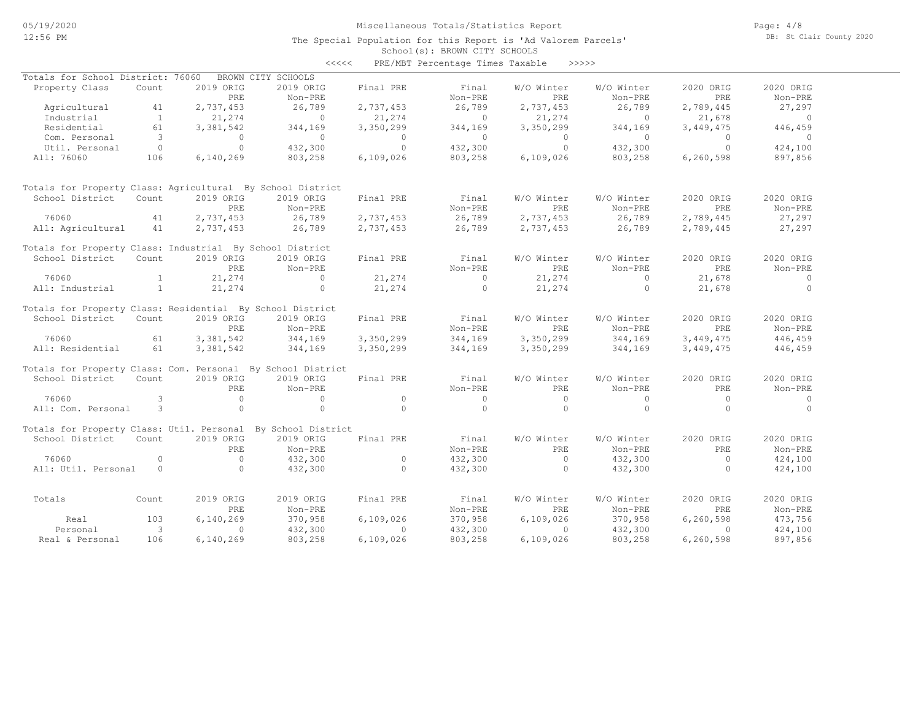# Miscellaneous Totals/Statistics Report

The Special Population for this Report is 'Ad Valorem Parcels'
School(s): BROWN CITY SCHOOLS

<<<<< PRE/MBT Percentage Times Taxable >>>>>

Totals for School District: 76060 BROWN CITY SCHOOLS

| Property Class | Count | 2019 ORIG PRE | 2019 ORIG Non-PRE | Final PRE | Final Non-PRE | W/O Winter PRE | W/O Winter Non-PRE | 2020 ORIG PRE | 2020 ORIG Non-PRE |
|---|---|---|---|---|---|---|---|---|---|
| Agricultural | 41 | 2,737,453 | 26,789 | 2,737,453 | 26,789 | 2,737,453 | 26,789 | 2,789,445 | 27,297 |
| Industrial | 1 | 21,274 | 0 | 21,274 | 0 | 21,274 | 0 | 21,678 | 0 |
| Residential | 61 | 3,381,542 | 344,169 | 3,350,299 | 344,169 | 3,350,299 | 344,169 | 3,449,475 | 446,459 |
| Com. Personal | 3 | 0 | 0 | 0 | 0 | 0 | 0 | 0 | 0 |
| Util. Personal | 0 | 0 | 432,300 | 0 | 432,300 | 0 | 432,300 | 0 | 424,100 |
| All: 76060 | 106 | 6,140,269 | 803,258 | 6,109,026 | 803,258 | 6,109,026 | 803,258 | 6,260,598 | 897,856 |

Totals for Property Class: Agricultural By School District

| School District | Count | 2019 ORIG PRE | 2019 ORIG Non-PRE | Final PRE | Final Non-PRE | W/O Winter PRE | W/O Winter Non-PRE | 2020 ORIG PRE | 2020 ORIG Non-PRE |
|---|---|---|---|---|---|---|---|---|---|
| 76060 | 41 | 2,737,453 | 26,789 | 2,737,453 | 26,789 | 2,737,453 | 26,789 | 2,789,445 | 27,297 |
| All: Agricultural | 41 | 2,737,453 | 26,789 | 2,737,453 | 26,789 | 2,737,453 | 26,789 | 2,789,445 | 27,297 |

Totals for Property Class: Industrial By School District

| School District | Count | 2019 ORIG PRE | 2019 ORIG Non-PRE | Final PRE | Final Non-PRE | W/O Winter PRE | W/O Winter Non-PRE | 2020 ORIG PRE | 2020 ORIG Non-PRE |
|---|---|---|---|---|---|---|---|---|---|
| 76060 | 1 | 21,274 | 0 | 21,274 | 0 | 21,274 | 0 | 21,678 | 0 |
| All: Industrial | 1 | 21,274 | 0 | 21,274 | 0 | 21,274 | 0 | 21,678 | 0 |

Totals for Property Class: Residential By School District

| School District | Count | 2019 ORIG PRE | 2019 ORIG Non-PRE | Final PRE | Final Non-PRE | W/O Winter PRE | W/O Winter Non-PRE | 2020 ORIG PRE | 2020 ORIG Non-PRE |
|---|---|---|---|---|---|---|---|---|---|
| 76060 | 61 | 3,381,542 | 344,169 | 3,350,299 | 344,169 | 3,350,299 | 344,169 | 3,449,475 | 446,459 |
| All: Residential | 61 | 3,381,542 | 344,169 | 3,350,299 | 344,169 | 3,350,299 | 344,169 | 3,449,475 | 446,459 |

Totals for Property Class: Com. Personal By School District

| School District | Count | 2019 ORIG PRE | 2019 ORIG Non-PRE | Final PRE | Final Non-PRE | W/O Winter PRE | W/O Winter Non-PRE | 2020 ORIG PRE | 2020 ORIG Non-PRE |
|---|---|---|---|---|---|---|---|---|---|
| 76060 | 3 | 0 | 0 | 0 | 0 | 0 | 0 | 0 | 0 |
| All: Com. Personal | 3 | 0 | 0 | 0 | 0 | 0 | 0 | 0 | 0 |

Totals for Property Class: Util. Personal By School District

| School District | Count | 2019 ORIG PRE | 2019 ORIG Non-PRE | Final PRE | Final Non-PRE | W/O Winter PRE | W/O Winter Non-PRE | 2020 ORIG PRE | 2020 ORIG Non-PRE |
|---|---|---|---|---|---|---|---|---|---|
| 76060 | 0 | 0 | 432,300 | 0 | 432,300 | 0 | 432,300 | 0 | 424,100 |
| All: Util. Personal | 0 | 0 | 432,300 | 0 | 432,300 | 0 | 432,300 | 0 | 424,100 |

| Totals | Count | 2019 ORIG PRE | 2019 ORIG Non-PRE | Final PRE | Final Non-PRE | W/O Winter PRE | W/O Winter Non-PRE | 2020 ORIG PRE | 2020 ORIG Non-PRE |
|---|---|---|---|---|---|---|---|---|---|
| Real | 103 | 6,140,269 | 370,958 | 6,109,026 | 370,958 | 6,109,026 | 370,958 | 6,260,598 | 473,756 |
| Personal | 3 | 0 | 432,300 | 0 | 432,300 | 0 | 432,300 | 0 | 424,100 |
| Real & Personal | 106 | 6,140,269 | 803,258 | 6,109,026 | 803,258 | 6,109,026 | 803,258 | 6,260,598 | 897,856 |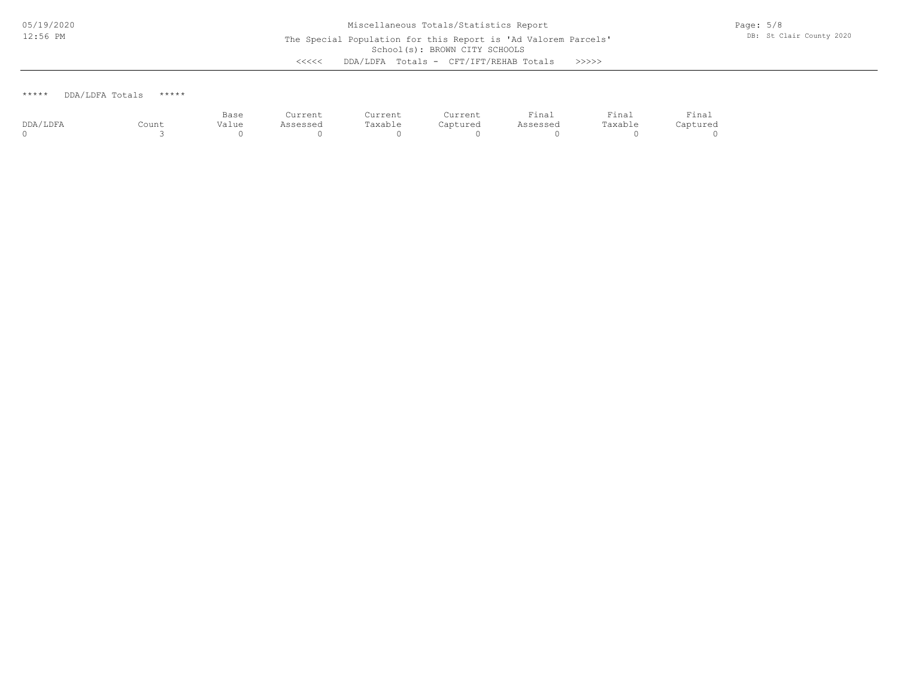Miscellaneous Totals/Statistics Report

The Special Population for this Report is 'Ad Valorem Parcels'

School(s): BROWN CITY SCHOOLS

<<<<< DDA/LDFA Totals - CFT/IFT/REHAB Totals >>>>>

***** DDA/LDFA Totals *****

| DDA/LDFA | Count | Base Value | Current Assessed | Current Taxable | Current Captured | Final Assessed | Final Taxable | Final Captured |
|---|---|---|---|---|---|---|---|---|
| 0 | 3 | 0 | 0 | 0 | 0 | 0 | 0 | 0 |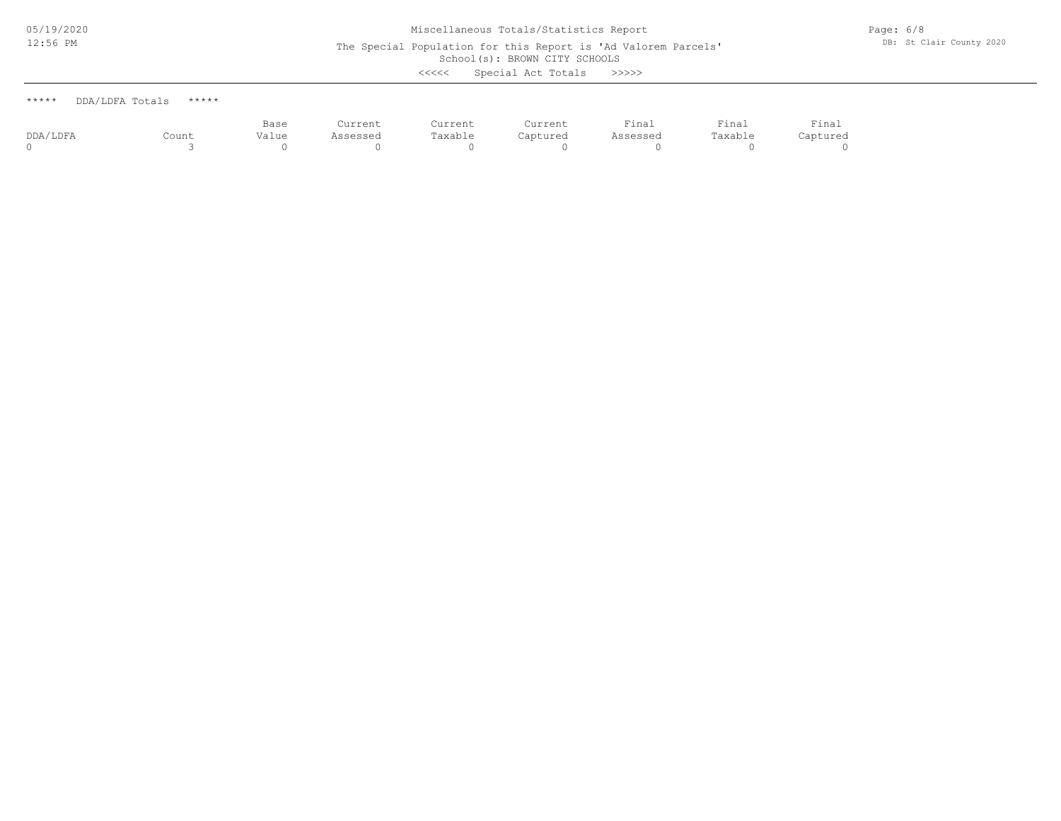Miscellaneous Totals/Statistics Report

The Special Population for this Report is 'Ad Valorem Parcels'

School(s): BROWN CITY SCHOOLS

<<<<< Special Act Totals >>>>>

***** DDA/LDFA Totals *****

| DDA/LDFA | Count | Base Value | Current Assessed | Current Taxable | Current Captured | Final Assessed | Final Taxable | Final Captured |
|---|---|---|---|---|---|---|---|---|
| 0 | 3 | 0 | 0 | 0 | 0 | 0 | 0 | 0 |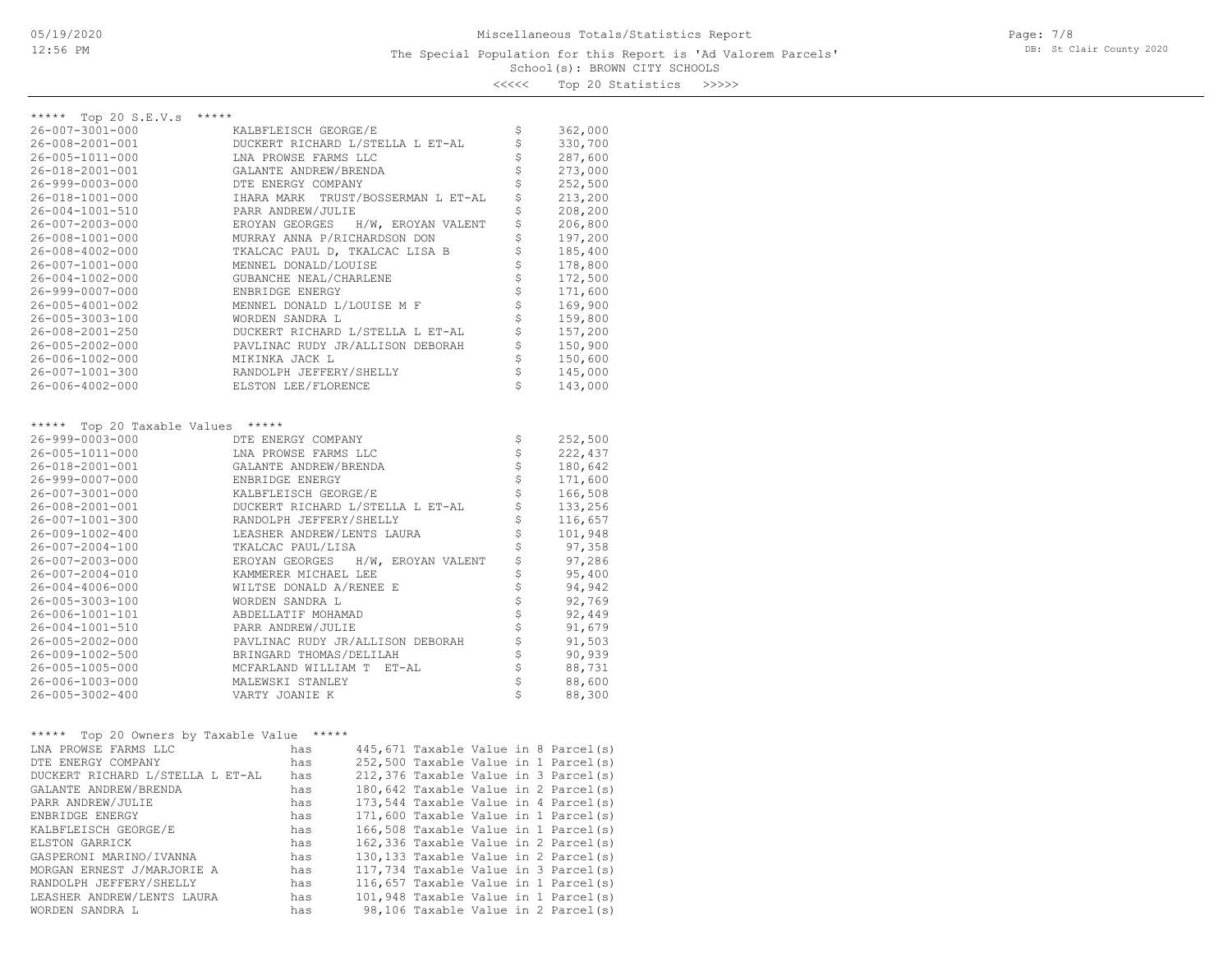# Miscellaneous Totals/Statistics Report

The Special Population for this Report is 'Ad Valorem Parcels'

School(s): BROWN CITY SCHOOLS

<<<<< Top 20 Statistics >>>>>

## ***** Top 20 S.E.V.s *****

| Parcel | Owner | Amount |
|---|---|---|
| 26-007-3001-000 | KALBFLEISCH GEORGE/E | $ 362,000 |
| 26-008-2001-001 | DUCKERT RICHARD L/STELLA L ET-AL | $ 330,700 |
| 26-005-1011-000 | LNA PROWSE FARMS LLC | $ 287,600 |
| 26-018-2001-001 | GALANTE ANDREW/BRENDA | $ 273,000 |
| 26-999-0003-000 | DTE ENERGY COMPANY | $ 252,500 |
| 26-018-1001-000 | IHARA MARK TRUST/BOSSERMAN L ET-AL | $ 213,200 |
| 26-004-1001-510 | PARR ANDREW/JULIE | $ 208,200 |
| 26-007-2003-000 | EROYAN GEORGES H/W, EROYAN VALENT | $ 206,800 |
| 26-008-1001-000 | MURRAY ANNA P/RICHARDSON DON | $ 197,200 |
| 26-008-4002-000 | TKALCAC PAUL D, TKALCAC LISA B | $ 185,400 |
| 26-007-1001-000 | MENNEL DONALD/LOUISE | $ 178,800 |
| 26-004-1002-000 | GUBANCHE NEAL/CHARLENE | $ 172,500 |
| 26-999-0007-000 | ENBRIDGE ENERGY | $ 171,600 |
| 26-005-4001-002 | MENNEL DONALD L/LOUISE M F | $ 169,900 |
| 26-005-3003-100 | WORDEN SANDRA L | $ 159,800 |
| 26-008-2001-250 | DUCKERT RICHARD L/STELLA L ET-AL | $ 157,200 |
| 26-005-2002-000 | PAVLINAC RUDY JR/ALLISON DEBORAH | $ 150,900 |
| 26-006-1002-000 | MIKINKA JACK L | $ 150,600 |
| 26-007-1001-300 | RANDOLPH JEFFERY/SHELLY | $ 145,000 |
| 26-006-4002-000 | ELSTON LEE/FLORENCE | $ 143,000 |

## ***** Top 20 Taxable Values *****

| Parcel | Owner | Amount |
|---|---|---|
| 26-999-0003-000 | DTE ENERGY COMPANY | $ 252,500 |
| 26-005-1011-000 | LNA PROWSE FARMS LLC | $ 222,437 |
| 26-018-2001-001 | GALANTE ANDREW/BRENDA | $ 180,642 |
| 26-999-0007-000 | ENBRIDGE ENERGY | $ 171,600 |
| 26-007-3001-000 | KALBFLEISCH GEORGE/E | $ 166,508 |
| 26-008-2001-001 | DUCKERT RICHARD L/STELLA L ET-AL | $ 133,256 |
| 26-007-1001-300 | RANDOLPH JEFFERY/SHELLY | $ 116,657 |
| 26-009-1002-400 | LEASHER ANDREW/LENTS LAURA | $ 101,948 |
| 26-007-2004-100 | TKALCAC PAUL/LISA | $ 97,358 |
| 26-007-2003-000 | EROYAN GEORGES H/W, EROYAN VALENT | $ 97,286 |
| 26-007-2004-010 | KAMMERER MICHAEL LEE | $ 95,400 |
| 26-004-4006-000 | WILTSE DONALD A/RENEE E | $ 94,942 |
| 26-005-3003-100 | WORDEN SANDRA L | $ 92,769 |
| 26-006-1001-101 | ABDELLATIF MOHAMAD | $ 92,449 |
| 26-004-1001-510 | PARR ANDREW/JULIE | $ 91,679 |
| 26-005-2002-000 | PAVLINAC RUDY JR/ALLISON DEBORAH | $ 91,503 |
| 26-009-1002-500 | BRINGARD THOMAS/DELILAH | $ 90,939 |
| 26-005-1005-000 | MCFARLAND WILLIAM T ET-AL | $ 88,731 |
| 26-006-1003-000 | MALEWSKI STANLEY | $ 88,600 |
| 26-005-3002-400 | VARTY JOANIE K | $ 88,300 |

## ***** Top 20 Owners by Taxable Value *****

| Owner | | Taxable Value |
|---|---|---|
| LNA PROWSE FARMS LLC | has | 445,671 Taxable Value in 8 Parcel(s) |
| DTE ENERGY COMPANY | has | 252,500 Taxable Value in 1 Parcel(s) |
| DUCKERT RICHARD L/STELLA L ET-AL | has | 212,376 Taxable Value in 3 Parcel(s) |
| GALANTE ANDREW/BRENDA | has | 180,642 Taxable Value in 2 Parcel(s) |
| PARR ANDREW/JULIE | has | 173,544 Taxable Value in 4 Parcel(s) |
| ENBRIDGE ENERGY | has | 171,600 Taxable Value in 1 Parcel(s) |
| KALBFLEISCH GEORGE/E | has | 166,508 Taxable Value in 1 Parcel(s) |
| ELSTON GARRICK | has | 162,336 Taxable Value in 2 Parcel(s) |
| GASPERONI MARINO/IVANNA | has | 130,133 Taxable Value in 2 Parcel(s) |
| MORGAN ERNEST J/MARJORIE A | has | 117,734 Taxable Value in 3 Parcel(s) |
| RANDOLPH JEFFERY/SHELLY | has | 116,657 Taxable Value in 1 Parcel(s) |
| LEASHER ANDREW/LENTS LAURA | has | 101,948 Taxable Value in 1 Parcel(s) |
| WORDEN SANDRA L | has | 98,106 Taxable Value in 2 Parcel(s) |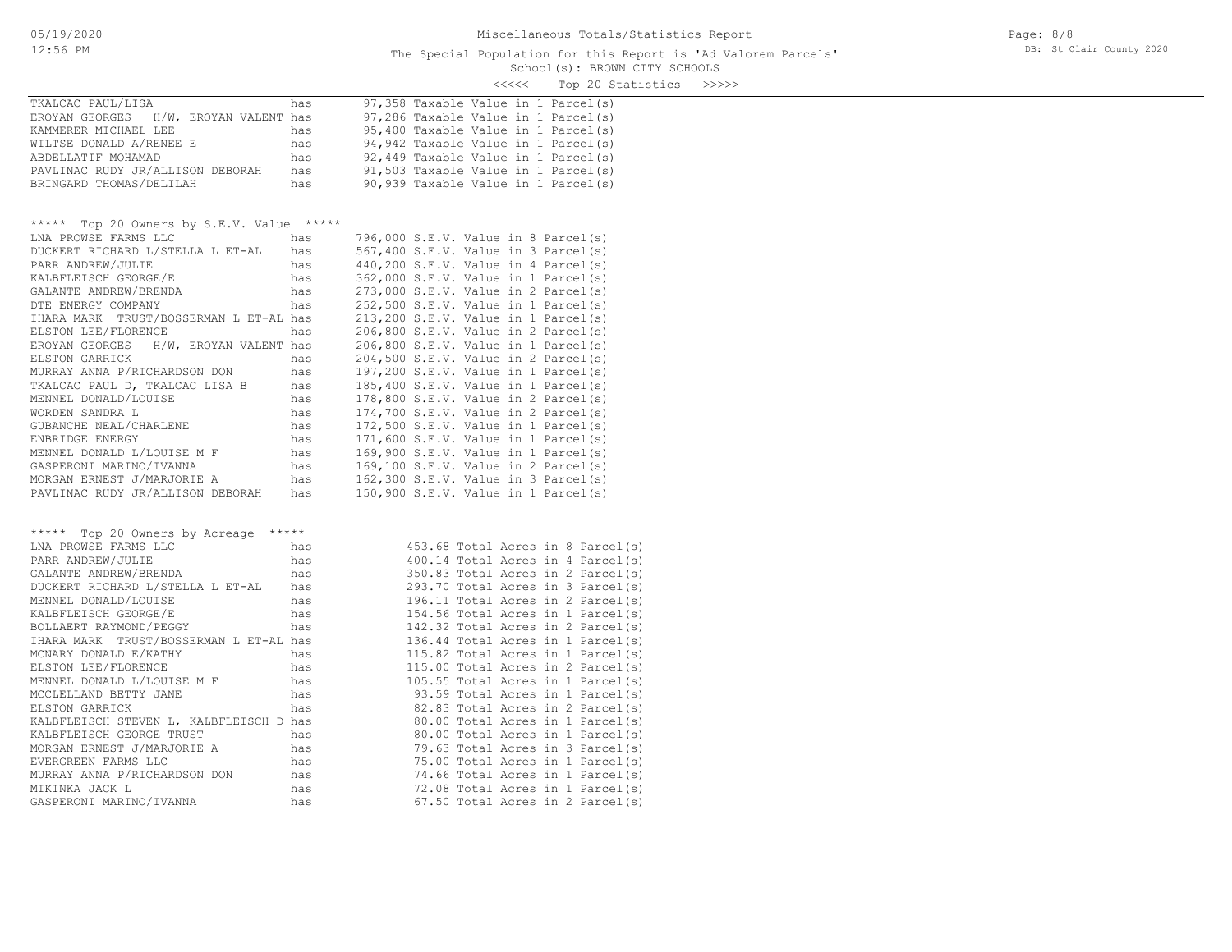| | | |
|---|---|---|
| TKALCAC PAUL/LISA | has | 97,358 Taxable Value in 1 Parcel(s) |
| EROYAN GEORGES H/W, EROYAN VALENT | has | 97,286 Taxable Value in 1 Parcel(s) |
| KAMMERER MICHAEL LEE | has | 95,400 Taxable Value in 1 Parcel(s) |
| WILTSE DONALD A/RENEE E | has | 94,942 Taxable Value in 1 Parcel(s) |
| ABDELLATIF MOHAMAD | has | 92,449 Taxable Value in 1 Parcel(s) |
| PAVLINAC RUDY JR/ALLISON DEBORAH | has | 91,503 Taxable Value in 1 Parcel(s) |
| BRINGARD THOMAS/DELILAH | has | 90,939 Taxable Value in 1 Parcel(s) |

***** Top 20 Owners by S.E.V. Value *****

| | | |
|---|---|---|
| LNA PROWSE FARMS LLC | has | 796,000 S.E.V. Value in 8 Parcel(s) |
| DUCKERT RICHARD L/STELLA L ET-AL | has | 567,400 S.E.V. Value in 3 Parcel(s) |
| PARR ANDREW/JULIE | has | 440,200 S.E.V. Value in 4 Parcel(s) |
| KALBFLEISCH GEORGE/E | has | 362,000 S.E.V. Value in 1 Parcel(s) |
| GALANTE ANDREW/BRENDA | has | 273,000 S.E.V. Value in 2 Parcel(s) |
| DTE ENERGY COMPANY | has | 252,500 S.E.V. Value in 1 Parcel(s) |
| IHARA MARK TRUST/BOSSERMAN L ET-AL | has | 213,200 S.E.V. Value in 1 Parcel(s) |
| ELSTON LEE/FLORENCE | has | 206,800 S.E.V. Value in 2 Parcel(s) |
| EROYAN GEORGES H/W, EROYAN VALENT | has | 206,800 S.E.V. Value in 1 Parcel(s) |
| ELSTON GARRICK | has | 204,500 S.E.V. Value in 2 Parcel(s) |
| MURRAY ANNA P/RICHARDSON DON | has | 197,200 S.E.V. Value in 1 Parcel(s) |
| TKALCAC PAUL D, TKALCAC LISA B | has | 185,400 S.E.V. Value in 1 Parcel(s) |
| MENNEL DONALD/LOUISE | has | 178,800 S.E.V. Value in 2 Parcel(s) |
| WORDEN SANDRA L | has | 174,700 S.E.V. Value in 2 Parcel(s) |
| GUBANCHE NEAL/CHARLENE | has | 172,500 S.E.V. Value in 1 Parcel(s) |
| ENBRIDGE ENERGY | has | 171,600 S.E.V. Value in 1 Parcel(s) |
| MENNEL DONALD L/LOUISE M F | has | 169,900 S.E.V. Value in 1 Parcel(s) |
| GASPERONI MARINO/IVANNA | has | 169,100 S.E.V. Value in 2 Parcel(s) |
| MORGAN ERNEST J/MARJORIE A | has | 162,300 S.E.V. Value in 3 Parcel(s) |
| PAVLINAC RUDY JR/ALLISON DEBORAH | has | 150,900 S.E.V. Value in 1 Parcel(s) |

***** Top 20 Owners by Acreage *****

| | | |
|---|---|---|
| LNA PROWSE FARMS LLC | has | 453.68 Total Acres in 8 Parcel(s) |
| PARR ANDREW/JULIE | has | 400.14 Total Acres in 4 Parcel(s) |
| GALANTE ANDREW/BRENDA | has | 350.83 Total Acres in 2 Parcel(s) |
| DUCKERT RICHARD L/STELLA L ET-AL | has | 293.70 Total Acres in 3 Parcel(s) |
| MENNEL DONALD/LOUISE | has | 196.11 Total Acres in 2 Parcel(s) |
| KALBFLEISCH GEORGE/E | has | 154.56 Total Acres in 1 Parcel(s) |
| BOLLAERT RAYMOND/PEGGY | has | 142.32 Total Acres in 2 Parcel(s) |
| IHARA MARK TRUST/BOSSERMAN L ET-AL | has | 136.44 Total Acres in 1 Parcel(s) |
| MCNARY DONALD E/KATHY | has | 115.82 Total Acres in 1 Parcel(s) |
| ELSTON LEE/FLORENCE | has | 115.00 Total Acres in 2 Parcel(s) |
| MENNEL DONALD L/LOUISE M F | has | 105.55 Total Acres in 1 Parcel(s) |
| MCCLELLAND BETTY JANE | has | 93.59 Total Acres in 1 Parcel(s) |
| ELSTON GARRICK | has | 82.83 Total Acres in 2 Parcel(s) |
| KALBFLEISCH STEVEN L, KALBFLEISCH D | has | 80.00 Total Acres in 1 Parcel(s) |
| KALBFLEISCH GEORGE TRUST | has | 80.00 Total Acres in 1 Parcel(s) |
| MORGAN ERNEST J/MARJORIE A | has | 79.63 Total Acres in 3 Parcel(s) |
| EVERGREEN FARMS LLC | has | 75.00 Total Acres in 1 Parcel(s) |
| MURRAY ANNA P/RICHARDSON DON | has | 74.66 Total Acres in 1 Parcel(s) |
| MIKINKA JACK L | has | 72.08 Total Acres in 1 Parcel(s) |
| GASPERONI MARINO/IVANNA | has | 67.50 Total Acres in 2 Parcel(s) |